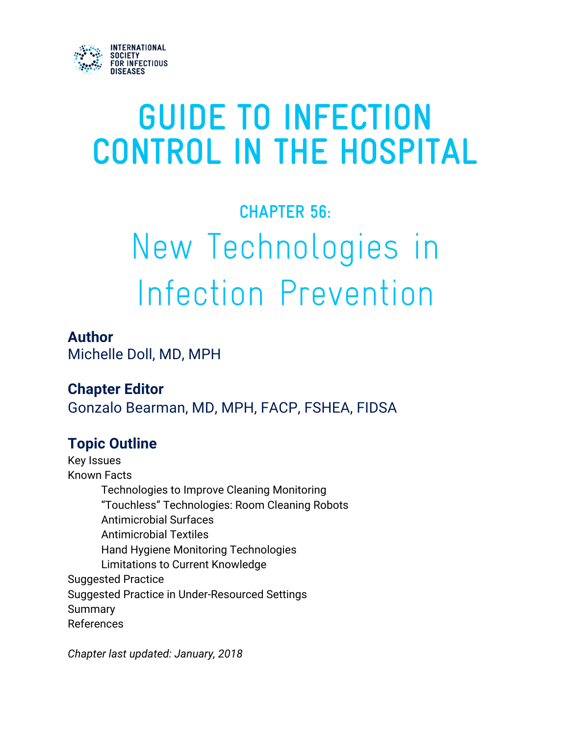INTERNATIONAL SOCIETY FOR INFECTIOUS DISEASES

# GUIDE TO INFECTION CONTROL IN THE HOSPITAL

## CHAPTER 56:

# New Technologies in Infection Prevention

**Author**
Michelle Doll, MD, MPH

**Chapter Editor**
Gonzalo Bearman, MD, MPH, FACP, FSHEA, FIDSA

**Topic Outline**

Key Issues
Known Facts
- Technologies to Improve Cleaning Monitoring
- "Touchless" Technologies: Room Cleaning Robots
- Antimicrobial Surfaces
- Antimicrobial Textiles
- Hand Hygiene Monitoring Technologies
- Limitations to Current Knowledge

Suggested Practice
Suggested Practice in Under-Resourced Settings
Summary
References

*Chapter last updated: January, 2018*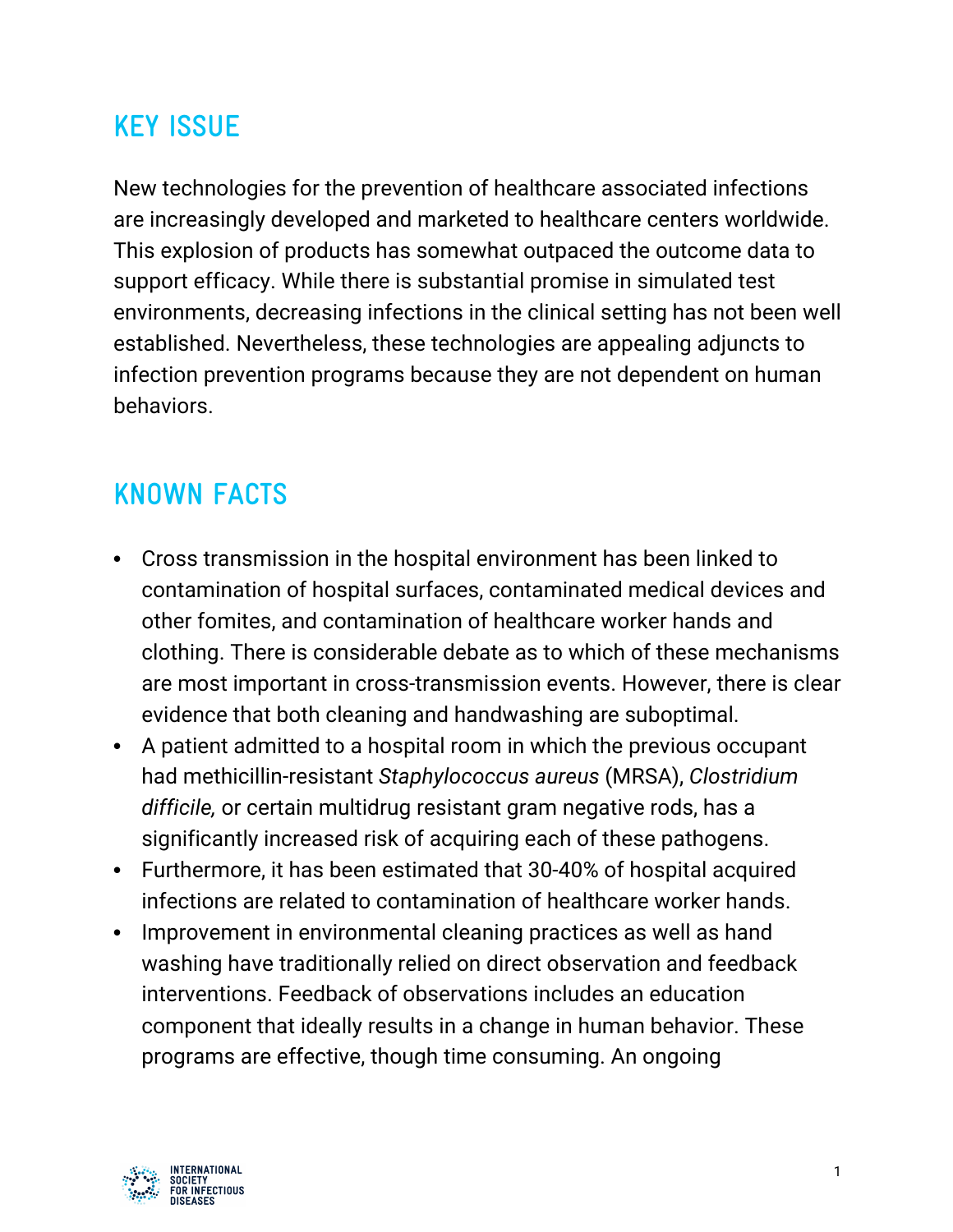## KEY ISSUE

New technologies for the prevention of healthcare associated infections are increasingly developed and marketed to healthcare centers worldwide. This explosion of products has somewhat outpaced the outcome data to support efficacy. While there is substantial promise in simulated test environments, decreasing infections in the clinical setting has not been well established. Nevertheless, these technologies are appealing adjuncts to infection prevention programs because they are not dependent on human behaviors.

## KNOWN FACTS

- Cross transmission in the hospital environment has been linked to contamination of hospital surfaces, contaminated medical devices and other fomites, and contamination of healthcare worker hands and clothing. There is considerable debate as to which of these mechanisms are most important in cross-transmission events. However, there is clear evidence that both cleaning and handwashing are suboptimal.
- A patient admitted to a hospital room in which the previous occupant had methicillin-resistant *Staphylococcus aureus* (MRSA), *Clostridium difficile,* or certain multidrug resistant gram negative rods, has a significantly increased risk of acquiring each of these pathogens.
- Furthermore, it has been estimated that 30-40% of hospital acquired infections are related to contamination of healthcare worker hands.
- Improvement in environmental cleaning practices as well as hand washing have traditionally relied on direct observation and feedback interventions. Feedback of observations includes an education component that ideally results in a change in human behavior. These programs are effective, though time consuming. An ongoing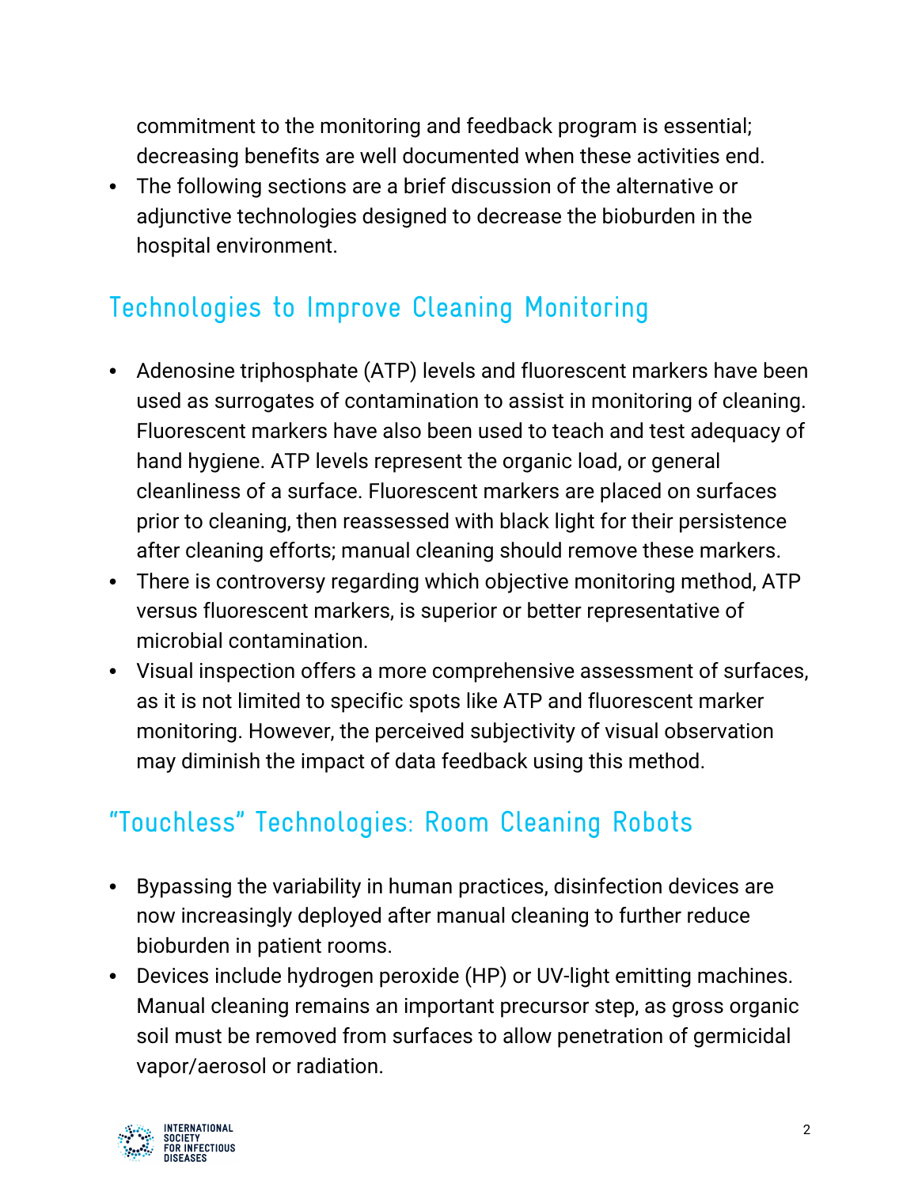commitment to the monitoring and feedback program is essential; decreasing benefits are well documented when these activities end.

- The following sections are a brief discussion of the alternative or adjunctive technologies designed to decrease the bioburden in the hospital environment.

## Technologies to Improve Cleaning Monitoring

- Adenosine triphosphate (ATP) levels and fluorescent markers have been used as surrogates of contamination to assist in monitoring of cleaning. Fluorescent markers have also been used to teach and test adequacy of hand hygiene. ATP levels represent the organic load, or general cleanliness of a surface. Fluorescent markers are placed on surfaces prior to cleaning, then reassessed with black light for their persistence after cleaning efforts; manual cleaning should remove these markers.
- There is controversy regarding which objective monitoring method, ATP versus fluorescent markers, is superior or better representative of microbial contamination.
- Visual inspection offers a more comprehensive assessment of surfaces, as it is not limited to specific spots like ATP and fluorescent marker monitoring. However, the perceived subjectivity of visual observation may diminish the impact of data feedback using this method.

## "Touchless" Technologies: Room Cleaning Robots

- Bypassing the variability in human practices, disinfection devices are now increasingly deployed after manual cleaning to further reduce bioburden in patient rooms.
- Devices include hydrogen peroxide (HP) or UV-light emitting machines. Manual cleaning remains an important precursor step, as gross organic soil must be removed from surfaces to allow penetration of germicidal vapor/aerosol or radiation.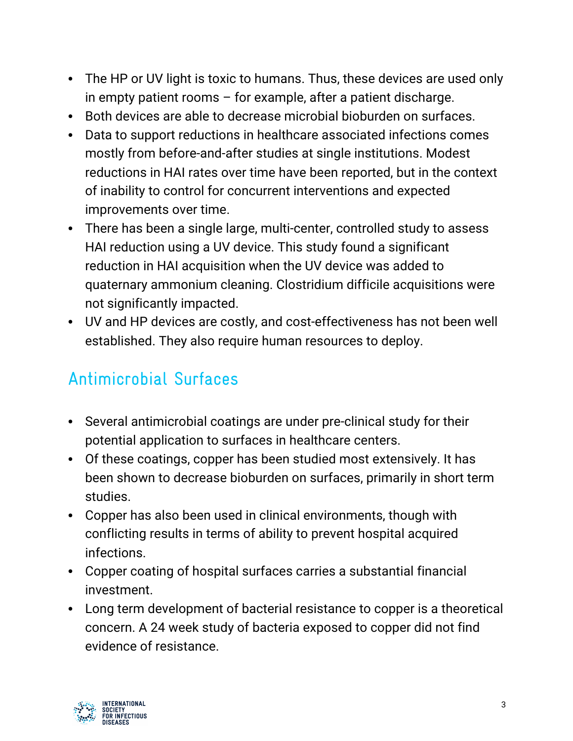- The HP or UV light is toxic to humans. Thus, these devices are used only in empty patient rooms – for example, after a patient discharge.
- Both devices are able to decrease microbial bioburden on surfaces.
- Data to support reductions in healthcare associated infections comes mostly from before-and-after studies at single institutions. Modest reductions in HAI rates over time have been reported, but in the context of inability to control for concurrent interventions and expected improvements over time.
- There has been a single large, multi-center, controlled study to assess HAI reduction using a UV device. This study found a significant reduction in HAI acquisition when the UV device was added to quaternary ammonium cleaning. Clostridium difficile acquisitions were not significantly impacted.
- UV and HP devices are costly, and cost-effectiveness has not been well established. They also require human resources to deploy.

## Antimicrobial Surfaces

- Several antimicrobial coatings are under pre-clinical study for their potential application to surfaces in healthcare centers.
- Of these coatings, copper has been studied most extensively. It has been shown to decrease bioburden on surfaces, primarily in short term studies.
- Copper has also been used in clinical environments, though with conflicting results in terms of ability to prevent hospital acquired infections.
- Copper coating of hospital surfaces carries a substantial financial investment.
- Long term development of bacterial resistance to copper is a theoretical concern. A 24 week study of bacteria exposed to copper did not find evidence of resistance.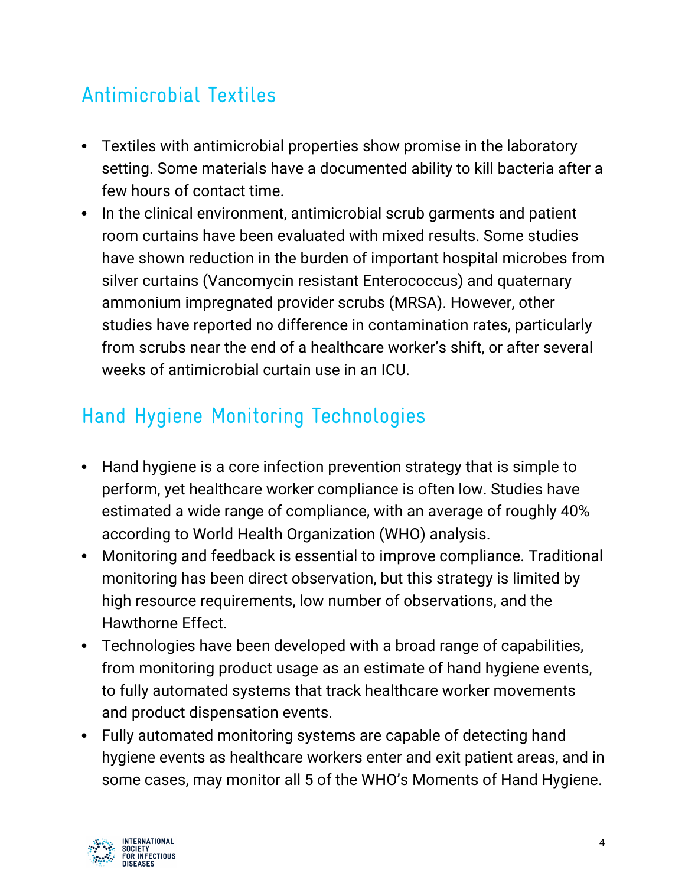## Antimicrobial Textiles

- Textiles with antimicrobial properties show promise in the laboratory setting. Some materials have a documented ability to kill bacteria after a few hours of contact time.
- In the clinical environment, antimicrobial scrub garments and patient room curtains have been evaluated with mixed results. Some studies have shown reduction in the burden of important hospital microbes from silver curtains (Vancomycin resistant Enterococcus) and quaternary ammonium impregnated provider scrubs (MRSA). However, other studies have reported no difference in contamination rates, particularly from scrubs near the end of a healthcare worker's shift, or after several weeks of antimicrobial curtain use in an ICU.

## Hand Hygiene Monitoring Technologies

- Hand hygiene is a core infection prevention strategy that is simple to perform, yet healthcare worker compliance is often low. Studies have estimated a wide range of compliance, with an average of roughly 40% according to World Health Organization (WHO) analysis.
- Monitoring and feedback is essential to improve compliance. Traditional monitoring has been direct observation, but this strategy is limited by high resource requirements, low number of observations, and the Hawthorne Effect.
- Technologies have been developed with a broad range of capabilities, from monitoring product usage as an estimate of hand hygiene events, to fully automated systems that track healthcare worker movements and product dispensation events.
- Fully automated monitoring systems are capable of detecting hand hygiene events as healthcare workers enter and exit patient areas, and in some cases, may monitor all 5 of the WHO's Moments of Hand Hygiene.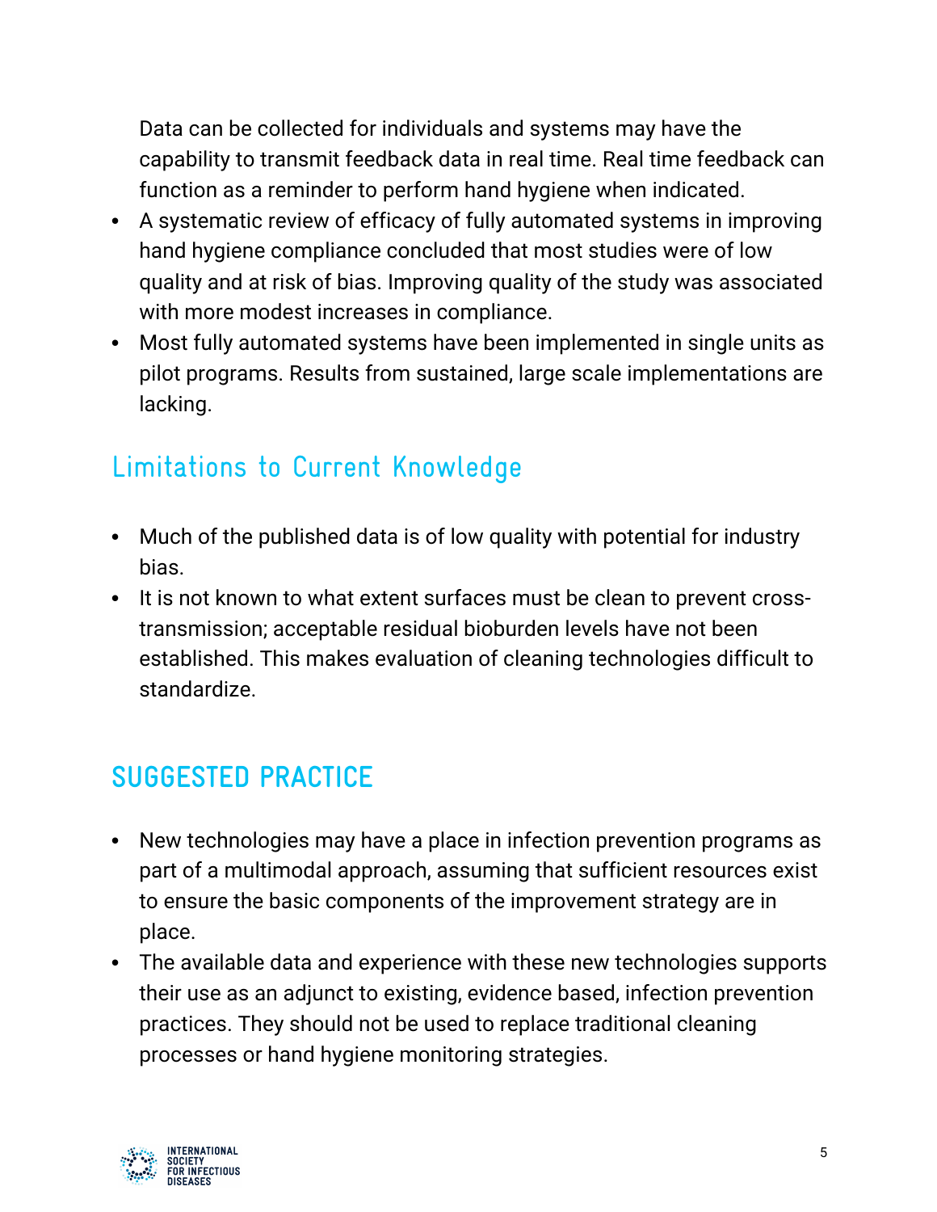Data can be collected for individuals and systems may have the capability to transmit feedback data in real time. Real time feedback can function as a reminder to perform hand hygiene when indicated.

- A systematic review of efficacy of fully automated systems in improving hand hygiene compliance concluded that most studies were of low quality and at risk of bias. Improving quality of the study was associated with more modest increases in compliance.
- Most fully automated systems have been implemented in single units as pilot programs. Results from sustained, large scale implementations are lacking.

### Limitations to Current Knowledge

- Much of the published data is of low quality with potential for industry bias.
- It is not known to what extent surfaces must be clean to prevent cross-transmission; acceptable residual bioburden levels have not been established. This makes evaluation of cleaning technologies difficult to standardize.

## SUGGESTED PRACTICE

- New technologies may have a place in infection prevention programs as part of a multimodal approach, assuming that sufficient resources exist to ensure the basic components of the improvement strategy are in place.
- The available data and experience with these new technologies supports their use as an adjunct to existing, evidence based, infection prevention practices. They should not be used to replace traditional cleaning processes or hand hygiene monitoring strategies.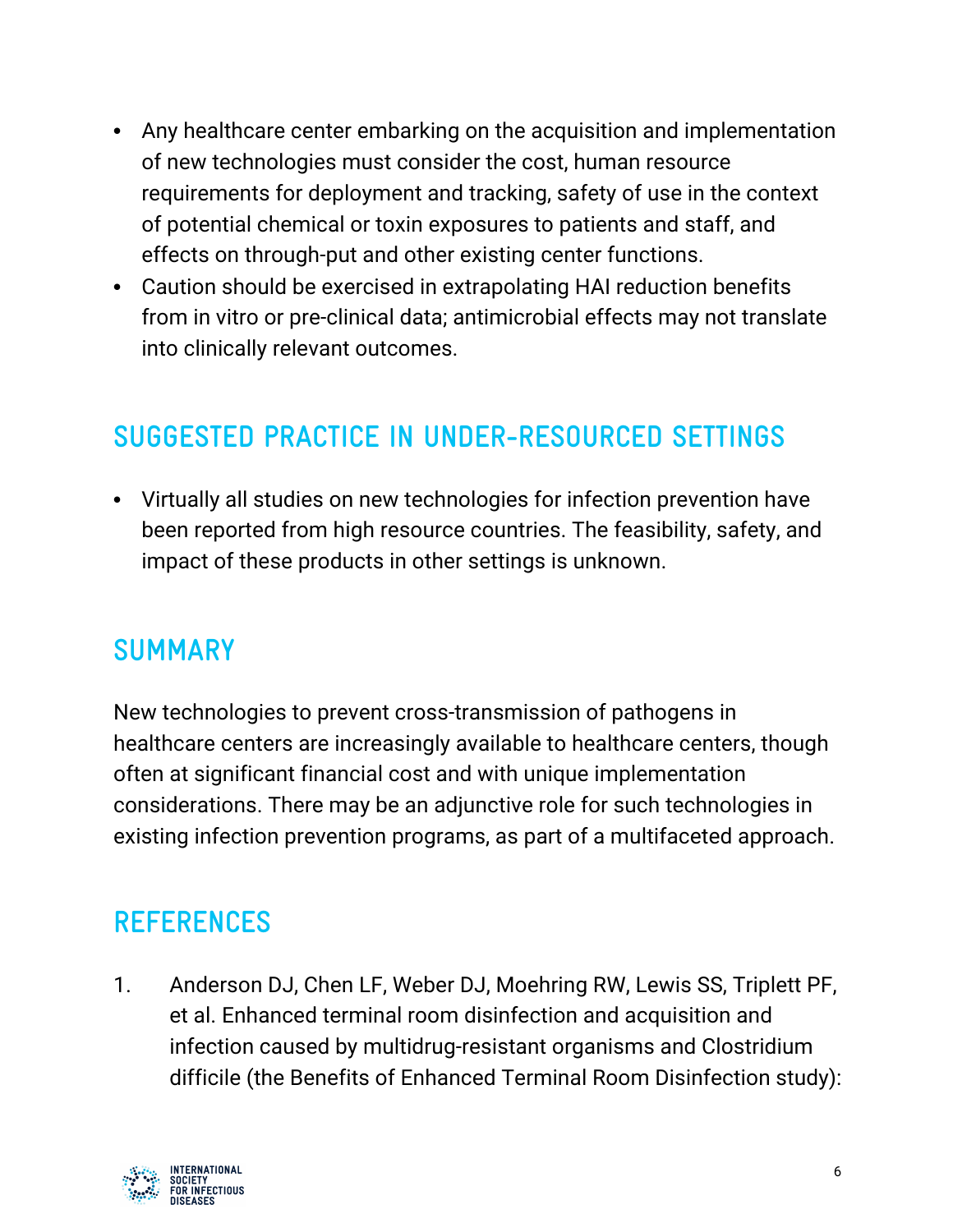- Any healthcare center embarking on the acquisition and implementation of new technologies must consider the cost, human resource requirements for deployment and tracking, safety of use in the context of potential chemical or toxin exposures to patients and staff, and effects on through-put and other existing center functions.
- Caution should be exercised in extrapolating HAI reduction benefits from in vitro or pre-clinical data; antimicrobial effects may not translate into clinically relevant outcomes.

## SUGGESTED PRACTICE IN UNDER-RESOURCED SETTINGS

- Virtually all studies on new technologies for infection prevention have been reported from high resource countries. The feasibility, safety, and impact of these products in other settings is unknown.

## SUMMARY

New technologies to prevent cross-transmission of pathogens in healthcare centers are increasingly available to healthcare centers, though often at significant financial cost and with unique implementation considerations. There may be an adjunctive role for such technologies in existing infection prevention programs, as part of a multifaceted approach.

## REFERENCES

1. Anderson DJ, Chen LF, Weber DJ, Moehring RW, Lewis SS, Triplett PF, et al. Enhanced terminal room disinfection and acquisition and infection caused by multidrug-resistant organisms and Clostridium difficile (the Benefits of Enhanced Terminal Room Disinfection study):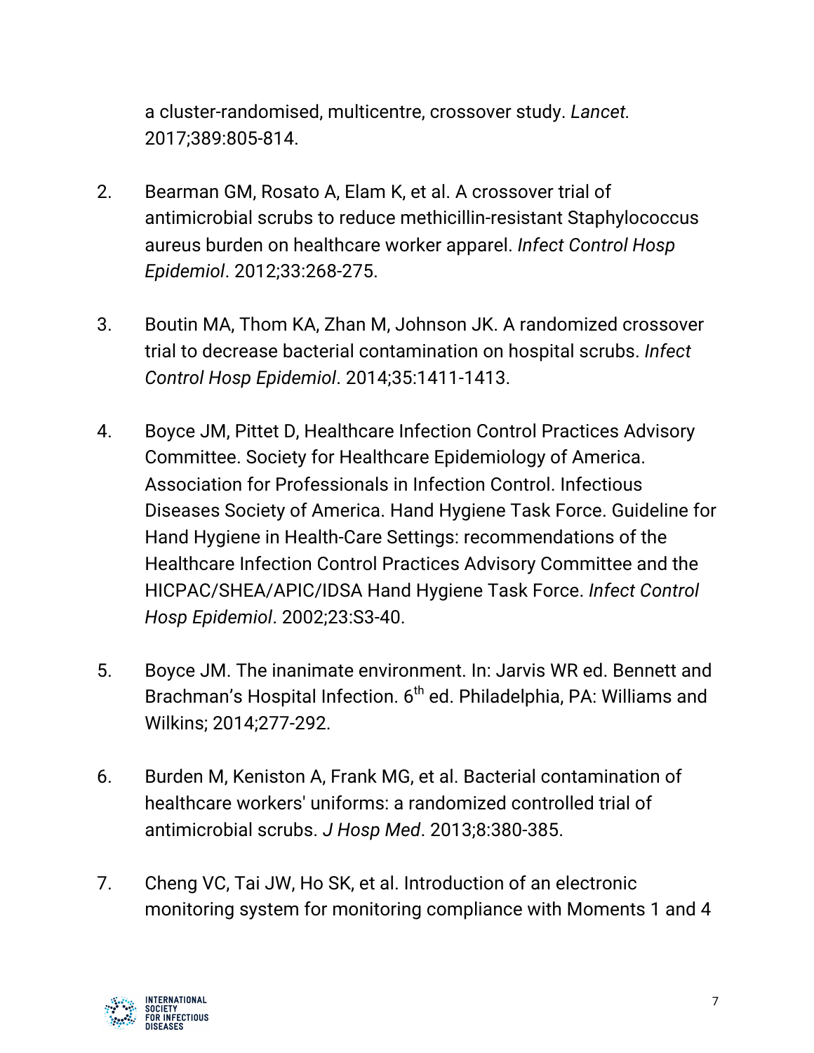a cluster-randomised, multicentre, crossover study. *Lancet.* 2017;389:805-814.

2. Bearman GM, Rosato A, Elam K, et al. A crossover trial of antimicrobial scrubs to reduce methicillin-resistant Staphylococcus aureus burden on healthcare worker apparel. *Infect Control Hosp Epidemiol*. 2012;33:268-275.

3. Boutin MA, Thom KA, Zhan M, Johnson JK. A randomized crossover trial to decrease bacterial contamination on hospital scrubs. *Infect Control Hosp Epidemiol*. 2014;35:1411-1413.

4. Boyce JM, Pittet D, Healthcare Infection Control Practices Advisory Committee. Society for Healthcare Epidemiology of America. Association for Professionals in Infection Control. Infectious Diseases Society of America. Hand Hygiene Task Force. Guideline for Hand Hygiene in Health-Care Settings: recommendations of the Healthcare Infection Control Practices Advisory Committee and the HICPAC/SHEA/APIC/IDSA Hand Hygiene Task Force. *Infect Control Hosp Epidemiol*. 2002;23:S3-40.

5. Boyce JM. The inanimate environment. In: Jarvis WR ed. Bennett and Brachman's Hospital Infection. 6th ed. Philadelphia, PA: Williams and Wilkins; 2014;277-292.

6. Burden M, Keniston A, Frank MG, et al. Bacterial contamination of healthcare workers' uniforms: a randomized controlled trial of antimicrobial scrubs. *J Hosp Med*. 2013;8:380-385.

7. Cheng VC, Tai JW, Ho SK, et al. Introduction of an electronic monitoring system for monitoring compliance with Moments 1 and 4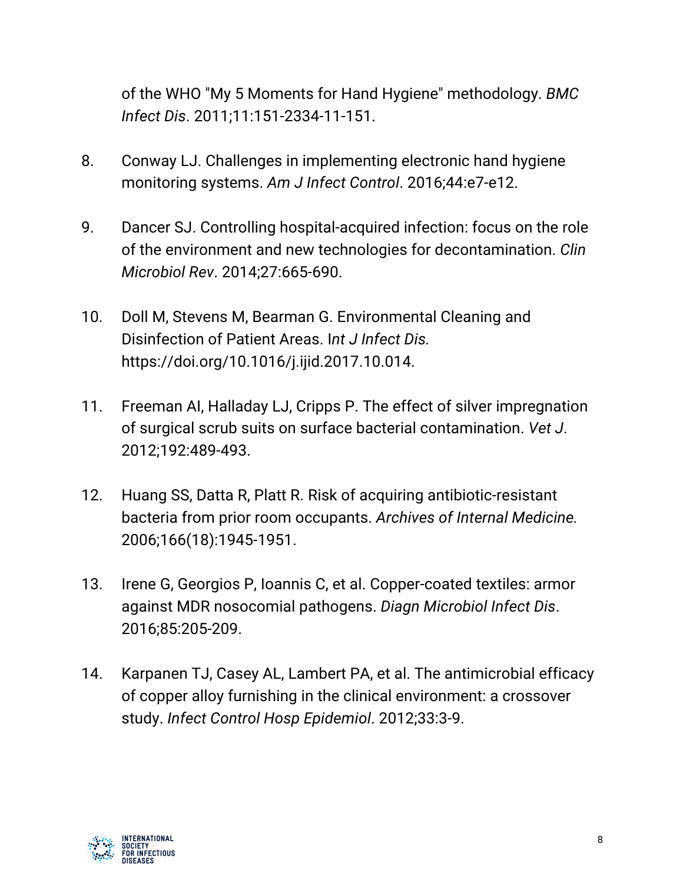of the WHO "My 5 Moments for Hand Hygiene" methodology. *BMC Infect Dis*. 2011;11:151-2334-11-151.

8. Conway LJ. Challenges in implementing electronic hand hygiene monitoring systems. *Am J Infect Control*. 2016;44:e7-e12.

9. Dancer SJ. Controlling hospital-acquired infection: focus on the role of the environment and new technologies for decontamination. *Clin Microbiol Rev*. 2014;27:665-690.

10. Doll M, Stevens M, Bearman G. Environmental Cleaning and Disinfection of Patient Areas. I*nt J Infect Dis.* https://doi.org/10.1016/j.ijid.2017.10.014.

11. Freeman AI, Halladay LJ, Cripps P. The effect of silver impregnation of surgical scrub suits on surface bacterial contamination. *Vet J*. 2012;192:489-493.

12. Huang SS, Datta R, Platt R. Risk of acquiring antibiotic-resistant bacteria from prior room occupants. *Archives of Internal Medicine*. 2006;166(18):1945-1951.

13. Irene G, Georgios P, Ioannis C, et al. Copper-coated textiles: armor against MDR nosocomial pathogens. *Diagn Microbiol Infect Dis*. 2016;85:205-209.

14. Karpanen TJ, Casey AL, Lambert PA, et al. The antimicrobial efficacy of copper alloy furnishing in the clinical environment: a crossover study. *Infect Control Hosp Epidemiol*. 2012;33:3-9.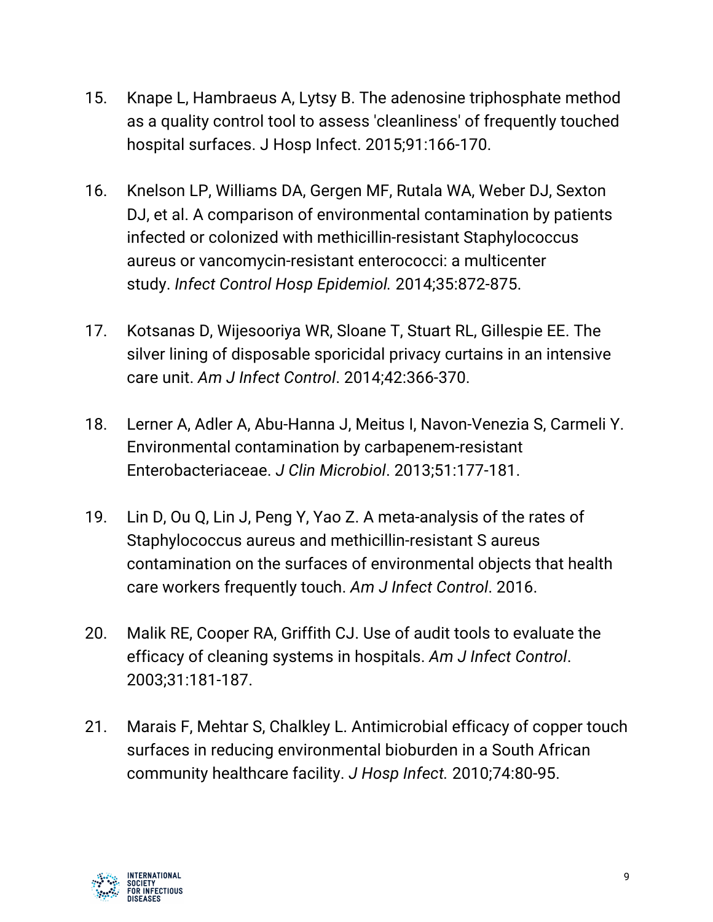15. Knape L, Hambraeus A, Lytsy B. The adenosine triphosphate method as a quality control tool to assess 'cleanliness' of frequently touched hospital surfaces. J Hosp Infect. 2015;91:166-170.

16. Knelson LP, Williams DA, Gergen MF, Rutala WA, Weber DJ, Sexton DJ, et al. A comparison of environmental contamination by patients infected or colonized with methicillin-resistant Staphylococcus aureus or vancomycin-resistant enterococci: a multicenter study. *Infect Control Hosp Epidemiol.* 2014;35:872-875.

17. Kotsanas D, Wijesooriya WR, Sloane T, Stuart RL, Gillespie EE. The silver lining of disposable sporicidal privacy curtains in an intensive care unit. *Am J Infect Control*. 2014;42:366-370.

18. Lerner A, Adler A, Abu-Hanna J, Meitus I, Navon-Venezia S, Carmeli Y. Environmental contamination by carbapenem-resistant Enterobacteriaceae. *J Clin Microbiol*. 2013;51:177-181.

19. Lin D, Ou Q, Lin J, Peng Y, Yao Z. A meta-analysis of the rates of Staphylococcus aureus and methicillin-resistant S aureus contamination on the surfaces of environmental objects that health care workers frequently touch. *Am J Infect Control*. 2016.

20. Malik RE, Cooper RA, Griffith CJ. Use of audit tools to evaluate the efficacy of cleaning systems in hospitals. *Am J Infect Control*. 2003;31:181-187.

21. Marais F, Mehtar S, Chalkley L. Antimicrobial efficacy of copper touch surfaces in reducing environmental bioburden in a South African community healthcare facility. *J Hosp Infect.* 2010;74:80-95.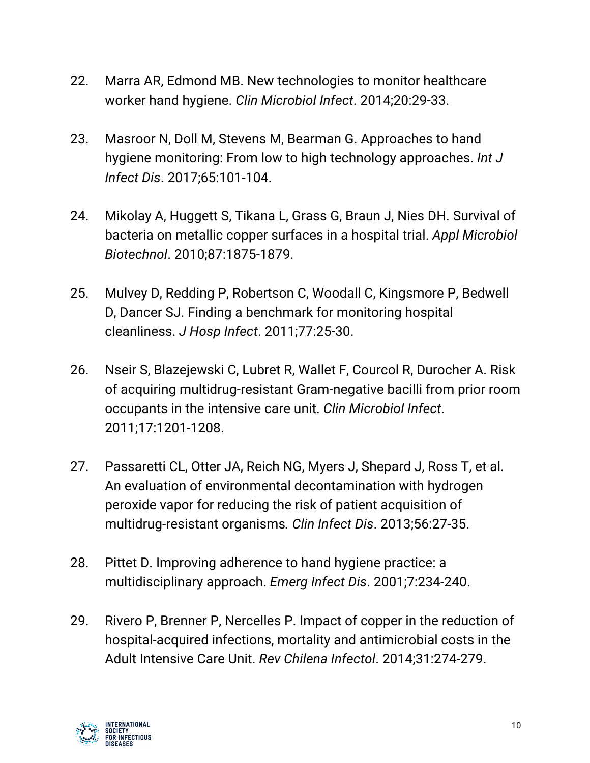22. Marra AR, Edmond MB. New technologies to monitor healthcare worker hand hygiene. *Clin Microbiol Infect*. 2014;20:29-33.

23. Masroor N, Doll M, Stevens M, Bearman G. Approaches to hand hygiene monitoring: From low to high technology approaches. *Int J Infect Dis*. 2017;65:101-104.

24. Mikolay A, Huggett S, Tikana L, Grass G, Braun J, Nies DH. Survival of bacteria on metallic copper surfaces in a hospital trial. *Appl Microbiol Biotechnol*. 2010;87:1875-1879.

25. Mulvey D, Redding P, Robertson C, Woodall C, Kingsmore P, Bedwell D, Dancer SJ. Finding a benchmark for monitoring hospital cleanliness. *J Hosp Infect*. 2011;77:25-30.

26. Nseir S, Blazejewski C, Lubret R, Wallet F, Courcol R, Durocher A. Risk of acquiring multidrug-resistant Gram-negative bacilli from prior room occupants in the intensive care unit. *Clin Microbiol Infect*. 2011;17:1201-1208.

27. Passaretti CL, Otter JA, Reich NG, Myers J, Shepard J, Ross T, et al. An evaluation of environmental decontamination with hydrogen peroxide vapor for reducing the risk of patient acquisition of multidrug-resistant organisms. *Clin Infect Dis*. 2013;56:27-35.

28. Pittet D. Improving adherence to hand hygiene practice: a multidisciplinary approach. *Emerg Infect Dis*. 2001;7:234-240.

29. Rivero P, Brenner P, Nercelles P. Impact of copper in the reduction of hospital-acquired infections, mortality and antimicrobial costs in the Adult Intensive Care Unit. *Rev Chilena Infectol*. 2014;31:274-279.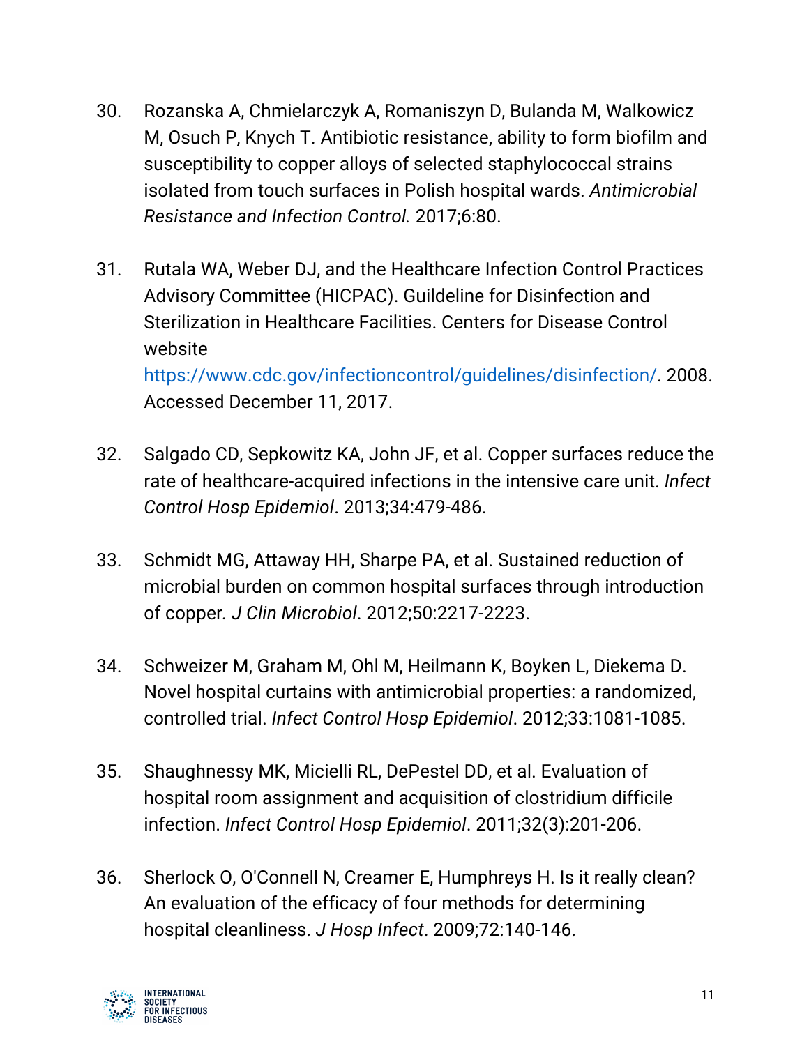30. Rozanska A, Chmielarczyk A, Romaniszyn D, Bulanda M, Walkowicz M, Osuch P, Knych T. Antibiotic resistance, ability to form biofilm and susceptibility to copper alloys of selected staphylococcal strains isolated from touch surfaces in Polish hospital wards. *Antimicrobial Resistance and Infection Control.* 2017;6:80.

31. Rutala WA, Weber DJ, and the Healthcare Infection Control Practices Advisory Committee (HICPAC). Guildeline for Disinfection and Sterilization in Healthcare Facilities. Centers for Disease Control website https://www.cdc.gov/infectioncontrol/guidelines/disinfection/. 2008. Accessed December 11, 2017.

32. Salgado CD, Sepkowitz KA, John JF, et al. Copper surfaces reduce the rate of healthcare-acquired infections in the intensive care unit. *Infect Control Hosp Epidemiol*. 2013;34:479-486.

33. Schmidt MG, Attaway HH, Sharpe PA, et al. Sustained reduction of microbial burden on common hospital surfaces through introduction of copper. *J Clin Microbiol*. 2012;50:2217-2223.

34. Schweizer M, Graham M, Ohl M, Heilmann K, Boyken L, Diekema D. Novel hospital curtains with antimicrobial properties: a randomized, controlled trial. *Infect Control Hosp Epidemiol*. 2012;33:1081-1085.

35. Shaughnessy MK, Micielli RL, DePestel DD, et al. Evaluation of hospital room assignment and acquisition of clostridium difficile infection. *Infect Control Hosp Epidemiol*. 2011;32(3):201-206.

36. Sherlock O, O'Connell N, Creamer E, Humphreys H. Is it really clean? An evaluation of the efficacy of four methods for determining hospital cleanliness. *J Hosp Infect*. 2009;72:140-146.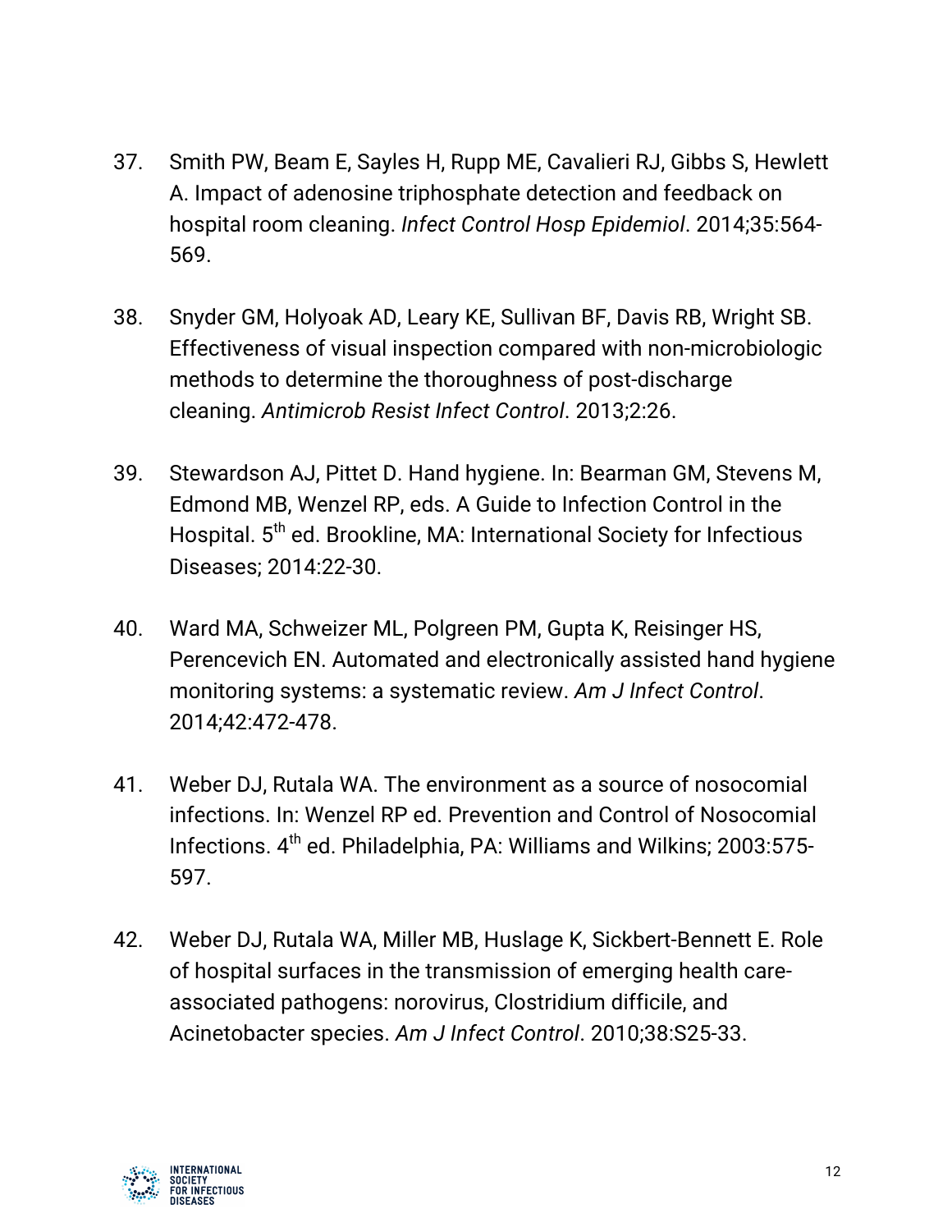37. Smith PW, Beam E, Sayles H, Rupp ME, Cavalieri RJ, Gibbs S, Hewlett A. Impact of adenosine triphosphate detection and feedback on hospital room cleaning. *Infect Control Hosp Epidemiol*. 2014;35:564-569.

38. Snyder GM, Holyoak AD, Leary KE, Sullivan BF, Davis RB, Wright SB. Effectiveness of visual inspection compared with non-microbiologic methods to determine the thoroughness of post-discharge cleaning. *Antimicrob Resist Infect Control*. 2013;2:26.

39. Stewardson AJ, Pittet D. Hand hygiene. In: Bearman GM, Stevens M, Edmond MB, Wenzel RP, eds. A Guide to Infection Control in the Hospital. 5th ed. Brookline, MA: International Society for Infectious Diseases; 2014:22-30.

40. Ward MA, Schweizer ML, Polgreen PM, Gupta K, Reisinger HS, Perencevich EN. Automated and electronically assisted hand hygiene monitoring systems: a systematic review. *Am J Infect Control*. 2014;42:472-478.

41. Weber DJ, Rutala WA. The environment as a source of nosocomial infections. In: Wenzel RP ed. Prevention and Control of Nosocomial Infections. 4th ed. Philadelphia, PA: Williams and Wilkins; 2003:575-597.

42. Weber DJ, Rutala WA, Miller MB, Huslage K, Sickbert-Bennett E. Role of hospital surfaces in the transmission of emerging health care-associated pathogens: norovirus, Clostridium difficile, and Acinetobacter species. *Am J Infect Control*. 2010;38:S25-33.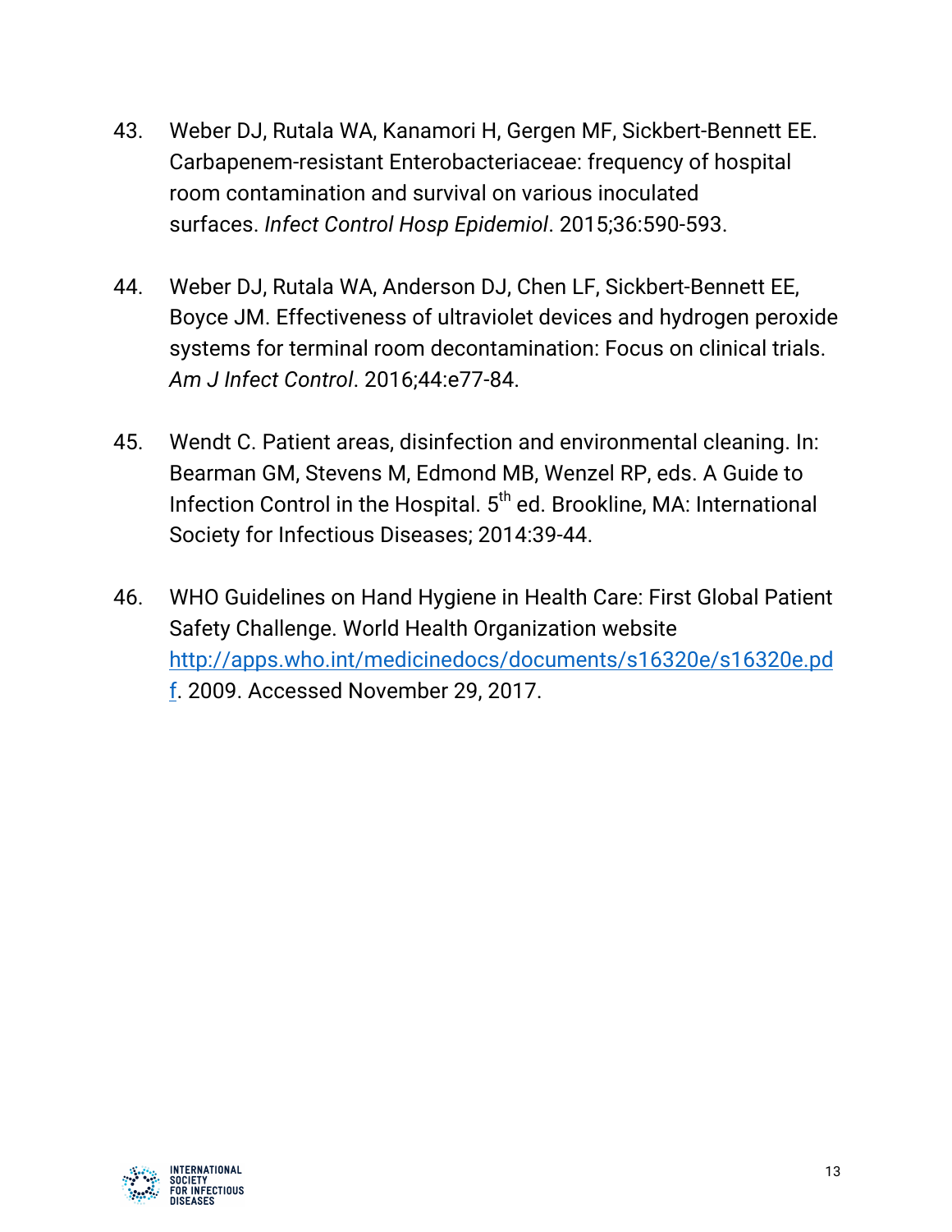43. Weber DJ, Rutala WA, Kanamori H, Gergen MF, Sickbert-Bennett EE. Carbapenem-resistant Enterobacteriaceae: frequency of hospital room contamination and survival on various inoculated surfaces. *Infect Control Hosp Epidemiol*. 2015;36:590-593.

44. Weber DJ, Rutala WA, Anderson DJ, Chen LF, Sickbert-Bennett EE, Boyce JM. Effectiveness of ultraviolet devices and hydrogen peroxide systems for terminal room decontamination: Focus on clinical trials. *Am J Infect Control*. 2016;44:e77-84.

45. Wendt C. Patient areas, disinfection and environmental cleaning. In: Bearman GM, Stevens M, Edmond MB, Wenzel RP, eds. A Guide to Infection Control in the Hospital. 5th ed. Brookline, MA: International Society for Infectious Diseases; 2014:39-44.

46. WHO Guidelines on Hand Hygiene in Health Care: First Global Patient Safety Challenge. World Health Organization website http://apps.who.int/medicinedocs/documents/s16320e/s16320e.pdf. 2009. Accessed November 29, 2017.